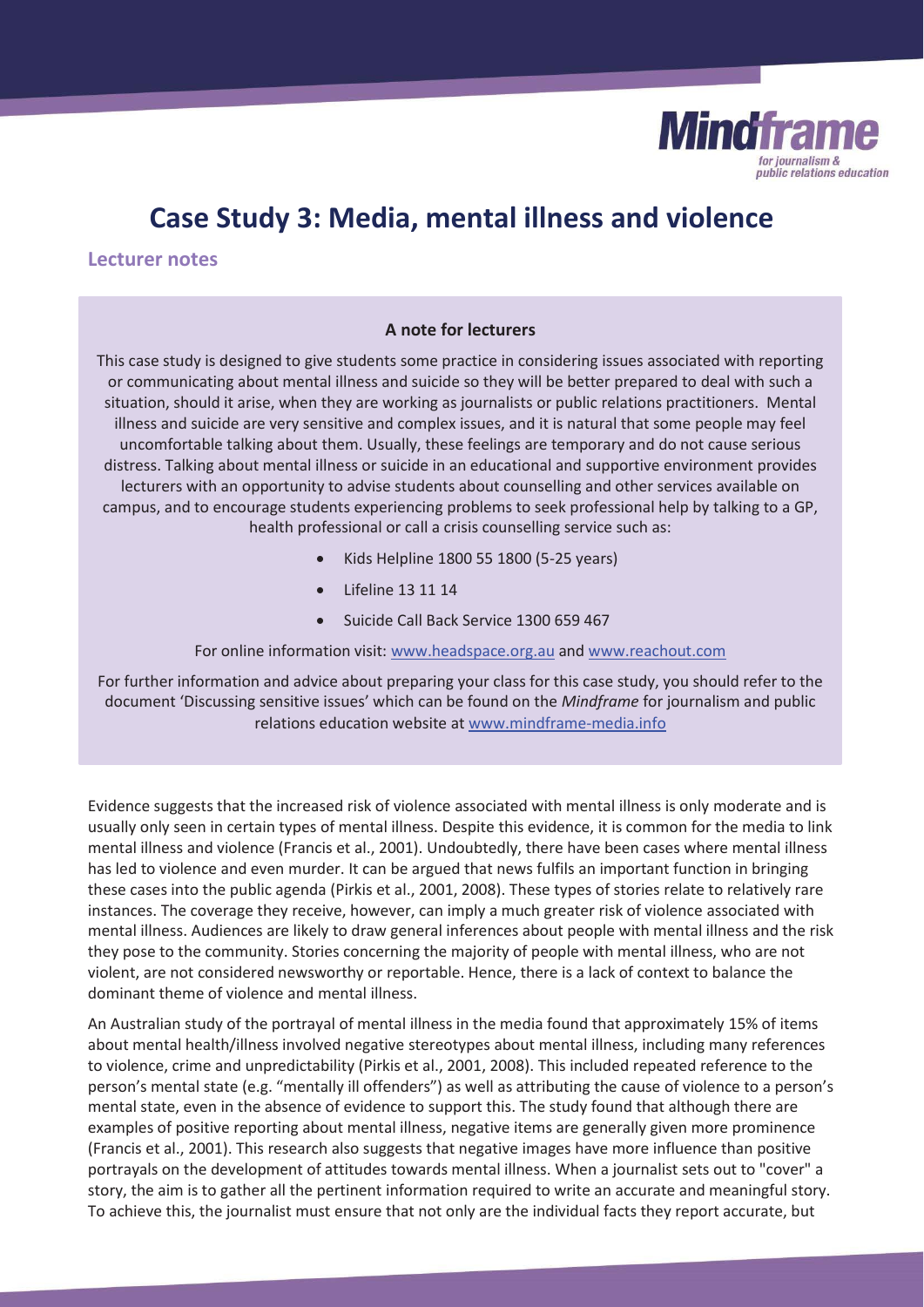# Case Study 3: Media, mental illness and violence

## Lecturer notes

> **A note for lecturers**
>
> This case study is designed to give students some practice in considering issues associated with reporting or communicating about mental illness and suicide so they will be better prepared to deal with such a situation, should it arise, when they are working as journalists or public relations practitioners. Mental illness and suicide are very sensitive and complex issues, and it is natural that some people may feel uncomfortable talking about them. Usually, these feelings are temporary and do not cause serious distress. Talking about mental illness or suicide in an educational and supportive environment provides lecturers with an opportunity to advise students about counselling and other services available on campus, and to encourage students experiencing problems to seek professional help by talking to a GP, health professional or call a crisis counselling service such as:
>
> - Kids Helpline 1800 55 1800 (5-25 years)
> - Lifeline 13 11 14
> - Suicide Call Back Service 1300 659 467
>
> For online information visit: www.headspace.org.au and www.reachout.com
>
> For further information and advice about preparing your class for this case study, you should refer to the document 'Discussing sensitive issues' which can be found on the *Mindframe* for journalism and public relations education website at www.mindframe-media.info

Evidence suggests that the increased risk of violence associated with mental illness is only moderate and is usually only seen in certain types of mental illness. Despite this evidence, it is common for the media to link mental illness and violence (Francis et al., 2001). Undoubtedly, there have been cases where mental illness has led to violence and even murder. It can be argued that news fulfils an important function in bringing these cases into the public agenda (Pirkis et al., 2001, 2008). These types of stories relate to relatively rare instances. The coverage they receive, however, can imply a much greater risk of violence associated with mental illness. Audiences are likely to draw general inferences about people with mental illness and the risk they pose to the community. Stories concerning the majority of people with mental illness, who are not violent, are not considered newsworthy or reportable. Hence, there is a lack of context to balance the dominant theme of violence and mental illness.

An Australian study of the portrayal of mental illness in the media found that approximately 15% of items about mental health/illness involved negative stereotypes about mental illness, including many references to violence, crime and unpredictability (Pirkis et al., 2001, 2008). This included repeated reference to the person's mental state (e.g. "mentally ill offenders") as well as attributing the cause of violence to a person's mental state, even in the absence of evidence to support this. The study found that although there are examples of positive reporting about mental illness, negative items are generally given more prominence (Francis et al., 2001). This research also suggests that negative images have more influence than positive portrayals on the development of attitudes towards mental illness. When a journalist sets out to "cover" a story, the aim is to gather all the pertinent information required to write an accurate and meaningful story. To achieve this, the journalist must ensure that not only are the individual facts they report accurate, but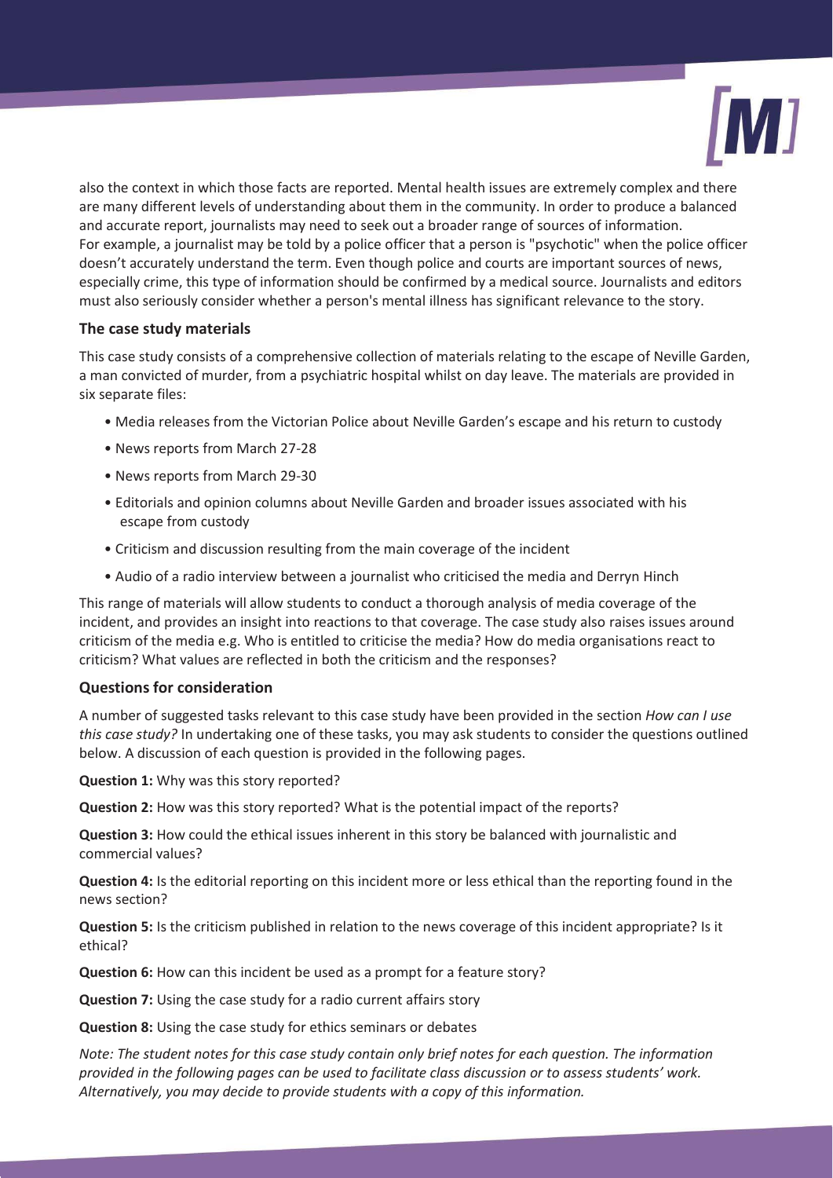also the context in which those facts are reported. Mental health issues are extremely complex and there are many different levels of understanding about them in the community. In order to produce a balanced and accurate report, journalists may need to seek out a broader range of sources of information. For example, a journalist may be told by a police officer that a person is "psychotic" when the police officer doesn't accurately understand the term. Even though police and courts are important sources of news, especially crime, this type of information should be confirmed by a medical source. Journalists and editors must also seriously consider whether a person's mental illness has significant relevance to the story.

### The case study materials

This case study consists of a comprehensive collection of materials relating to the escape of Neville Garden, a man convicted of murder, from a psychiatric hospital whilst on day leave. The materials are provided in six separate files:

- Media releases from the Victorian Police about Neville Garden's escape and his return to custody
- News reports from March 27-28
- News reports from March 29-30
- Editorials and opinion columns about Neville Garden and broader issues associated with his escape from custody
- Criticism and discussion resulting from the main coverage of the incident
- Audio of a radio interview between a journalist who criticised the media and Derryn Hinch

This range of materials will allow students to conduct a thorough analysis of media coverage of the incident, and provides an insight into reactions to that coverage. The case study also raises issues around criticism of the media e.g. Who is entitled to criticise the media? How do media organisations react to criticism? What values are reflected in both the criticism and the responses?

### Questions for consideration

A number of suggested tasks relevant to this case study have been provided in the section *How can I use this case study?* In undertaking one of these tasks, you may ask students to consider the questions outlined below. A discussion of each question is provided in the following pages.

**Question 1:** Why was this story reported?

**Question 2:** How was this story reported? What is the potential impact of the reports?

**Question 3:** How could the ethical issues inherent in this story be balanced with journalistic and commercial values?

**Question 4:** Is the editorial reporting on this incident more or less ethical than the reporting found in the news section?

**Question 5:** Is the criticism published in relation to the news coverage of this incident appropriate? Is it ethical?

**Question 6:** How can this incident be used as a prompt for a feature story?

**Question 7:** Using the case study for a radio current affairs story

**Question 8:** Using the case study for ethics seminars or debates

*Note: The student notes for this case study contain only brief notes for each question. The information provided in the following pages can be used to facilitate class discussion or to assess students' work. Alternatively, you may decide to provide students with a copy of this information.*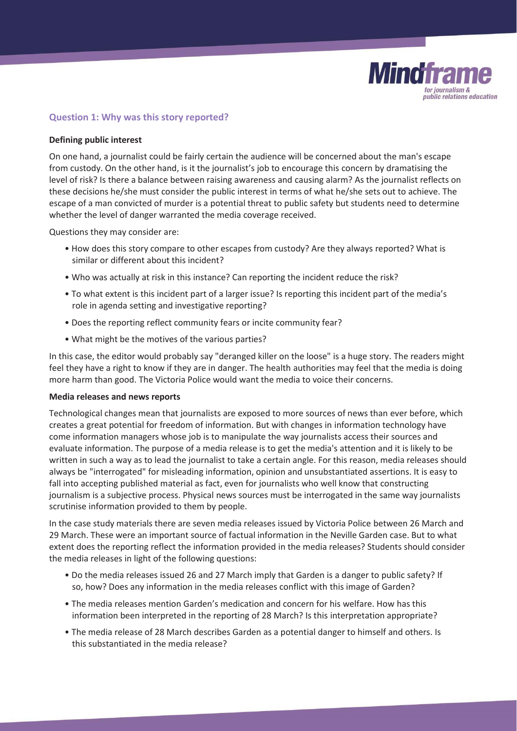## Question 1: Why was this story reported?

### Defining public interest

On one hand, a journalist could be fairly certain the audience will be concerned about the man's escape from custody. On the other hand, is it the journalist's job to encourage this concern by dramatising the level of risk? Is there a balance between raising awareness and causing alarm? As the journalist reflects on these decisions he/she must consider the public interest in terms of what he/she sets out to achieve. The escape of a man convicted of murder is a potential threat to public safety but students need to determine whether the level of danger warranted the media coverage received.

Questions they may consider are:

- How does this story compare to other escapes from custody? Are they always reported? What is similar or different about this incident?
- Who was actually at risk in this instance? Can reporting the incident reduce the risk?
- To what extent is this incident part of a larger issue? Is reporting this incident part of the media's role in agenda setting and investigative reporting?
- Does the reporting reflect community fears or incite community fear?
- What might be the motives of the various parties?

In this case, the editor would probably say "deranged killer on the loose" is a huge story. The readers might feel they have a right to know if they are in danger. The health authorities may feel that the media is doing more harm than good. The Victoria Police would want the media to voice their concerns.

### Media releases and news reports

Technological changes mean that journalists are exposed to more sources of news than ever before, which creates a great potential for freedom of information. But with changes in information technology have come information managers whose job is to manipulate the way journalists access their sources and evaluate information. The purpose of a media release is to get the media's attention and it is likely to be written in such a way as to lead the journalist to take a certain angle. For this reason, media releases should always be "interrogated" for misleading information, opinion and unsubstantiated assertions. It is easy to fall into accepting published material as fact, even for journalists who well know that constructing journalism is a subjective process. Physical news sources must be interrogated in the same way journalists scrutinise information provided to them by people.

In the case study materials there are seven media releases issued by Victoria Police between 26 March and 29 March. These were an important source of factual information in the Neville Garden case. But to what extent does the reporting reflect the information provided in the media releases? Students should consider the media releases in light of the following questions:

- Do the media releases issued 26 and 27 March imply that Garden is a danger to public safety? If so, how? Does any information in the media releases conflict with this image of Garden?
- The media releases mention Garden's medication and concern for his welfare. How has this information been interpreted in the reporting of 28 March? Is this interpretation appropriate?
- The media release of 28 March describes Garden as a potential danger to himself and others. Is this substantiated in the media release?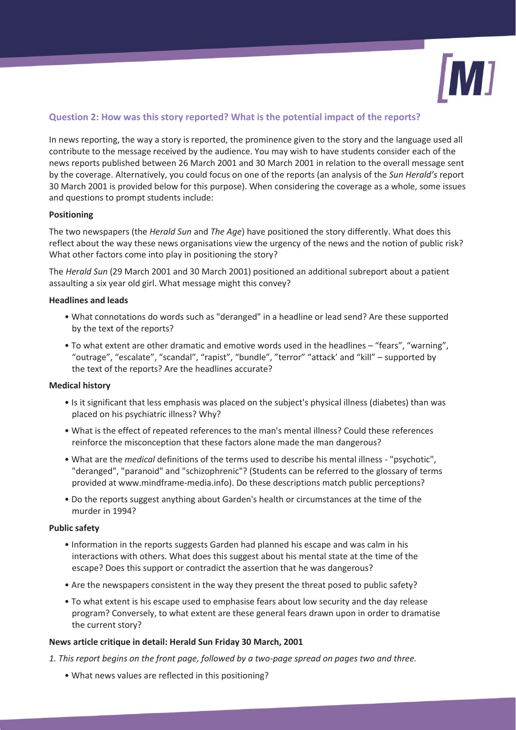## Question 2: How was this story reported? What is the potential impact of the reports?

In news reporting, the way a story is reported, the prominence given to the story and the language used all contribute to the message received by the audience. You may wish to have students consider each of the news reports published between 26 March 2001 and 30 March 2001 in relation to the overall message sent by the coverage. Alternatively, you could focus on one of the reports (an analysis of the *Sun Herald's* report 30 March 2001 is provided below for this purpose). When considering the coverage as a whole, some issues and questions to prompt students include:

**Positioning**

The two newspapers (the *Herald Sun* and *The Age*) have positioned the story differently. What does this reflect about the way these news organisations view the urgency of the news and the notion of public risk? What other factors come into play in positioning the story?

The *Herald Sun* (29 March 2001 and 30 March 2001) positioned an additional subreport about a patient assaulting a six year old girl. What message might this convey?

**Headlines and leads**

- What connotations do words such as "deranged" in a headline or lead send? Are these supported by the text of the reports?
- To what extent are other dramatic and emotive words used in the headlines – "fears", "warning", "outrage", "escalate", "scandal", "rapist", "bundle", "terror" "attack' and "kill" – supported by the text of the reports? Are the headlines accurate?

**Medical history**

- Is it significant that less emphasis was placed on the subject's physical illness (diabetes) than was placed on his psychiatric illness? Why?
- What is the effect of repeated references to the man's mental illness? Could these references reinforce the misconception that these factors alone made the man dangerous?
- What are the *medical* definitions of the terms used to describe his mental illness - "psychotic", "deranged", "paranoid" and "schizophrenic"? (Students can be referred to the glossary of terms provided at www.mindframe-media.info). Do these descriptions match public perceptions?
- Do the reports suggest anything about Garden's health or circumstances at the time of the murder in 1994?

**Public safety**

- Information in the reports suggests Garden had planned his escape and was calm in his interactions with others. What does this suggest about his mental state at the time of the escape? Does this support or contradict the assertion that he was dangerous?
- Are the newspapers consistent in the way they present the threat posed to public safety?
- To what extent is his escape used to emphasise fears about low security and the day release program? Conversely, to what extent are these general fears drawn upon in order to dramatise the current story?

**News article critique in detail: Herald Sun Friday 30 March, 2001**

*1. This report begins on the front page, followed by a two-page spread on pages two and three.*

- What news values are reflected in this positioning?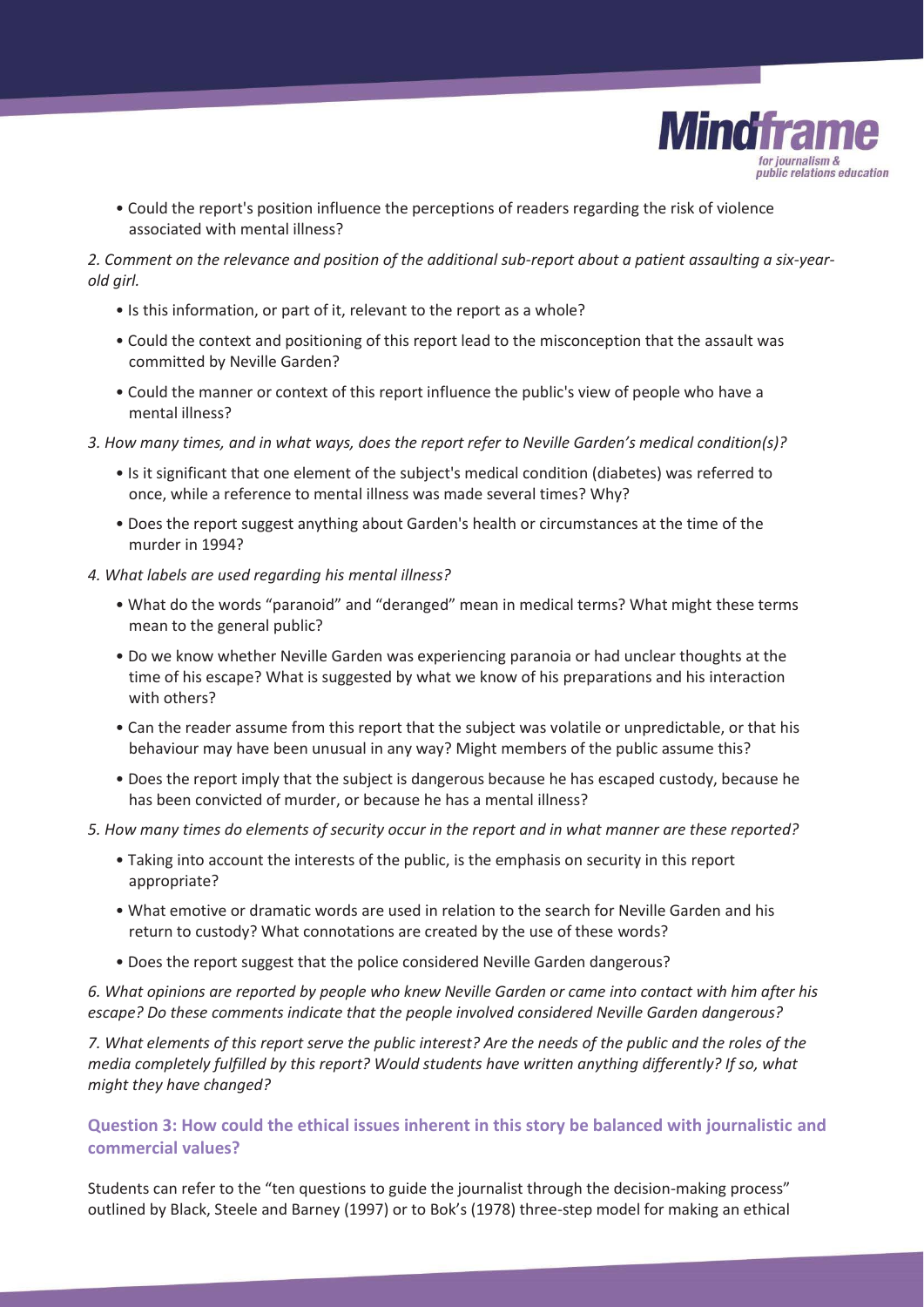- Could the report's position influence the perceptions of readers regarding the risk of violence associated with mental illness?

*2. Comment on the relevance and position of the additional sub-report about a patient assaulting a six-year-old girl.*

- Is this information, or part of it, relevant to the report as a whole?
- Could the context and positioning of this report lead to the misconception that the assault was committed by Neville Garden?
- Could the manner or context of this report influence the public's view of people who have a mental illness?

*3. How many times, and in what ways, does the report refer to Neville Garden's medical condition(s)?*

- Is it significant that one element of the subject's medical condition (diabetes) was referred to once, while a reference to mental illness was made several times? Why?
- Does the report suggest anything about Garden's health or circumstances at the time of the murder in 1994?

*4. What labels are used regarding his mental illness?*

- What do the words "paranoid" and "deranged" mean in medical terms? What might these terms mean to the general public?
- Do we know whether Neville Garden was experiencing paranoia or had unclear thoughts at the time of his escape? What is suggested by what we know of his preparations and his interaction with others?
- Can the reader assume from this report that the subject was volatile or unpredictable, or that his behaviour may have been unusual in any way? Might members of the public assume this?
- Does the report imply that the subject is dangerous because he has escaped custody, because he has been convicted of murder, or because he has a mental illness?

*5. How many times do elements of security occur in the report and in what manner are these reported?*

- Taking into account the interests of the public, is the emphasis on security in this report appropriate?
- What emotive or dramatic words are used in relation to the search for Neville Garden and his return to custody? What connotations are created by the use of these words?
- Does the report suggest that the police considered Neville Garden dangerous?

*6. What opinions are reported by people who knew Neville Garden or came into contact with him after his escape? Do these comments indicate that the people involved considered Neville Garden dangerous?*

*7. What elements of this report serve the public interest? Are the needs of the public and the roles of the media completely fulfilled by this report? Would students have written anything differently? If so, what might they have changed?*

### Question 3: How could the ethical issues inherent in this story be balanced with journalistic and commercial values?

Students can refer to the "ten questions to guide the journalist through the decision-making process" outlined by Black, Steele and Barney (1997) or to Bok's (1978) three-step model for making an ethical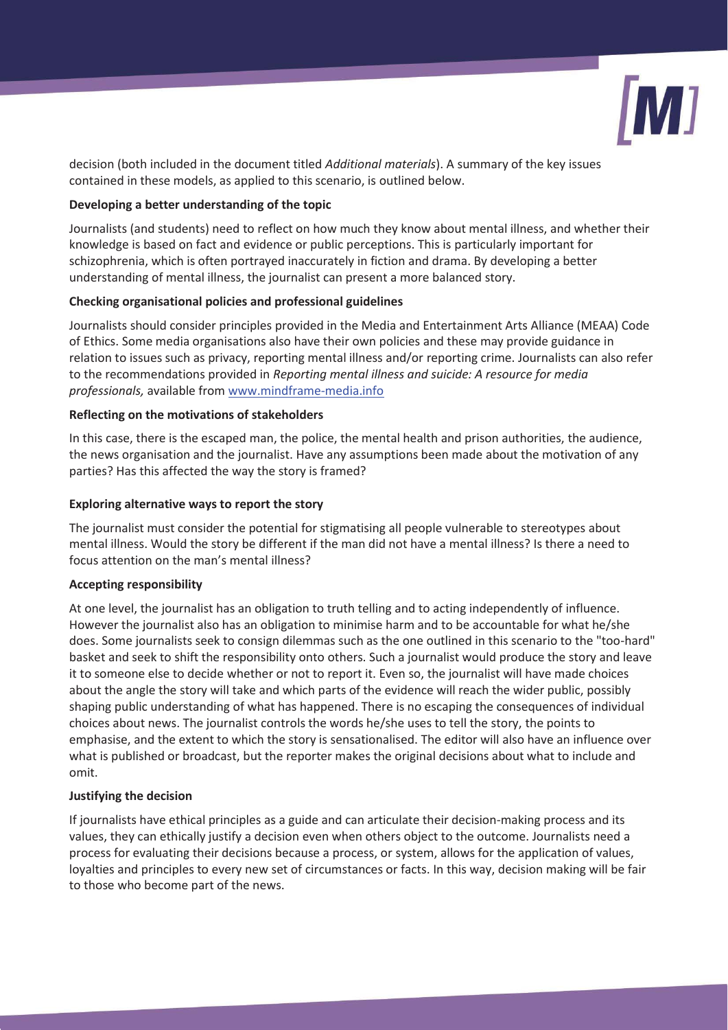decision (both included in the document titled *Additional materials*). A summary of the key issues contained in these models, as applied to this scenario, is outlined below.

**Developing a better understanding of the topic**

Journalists (and students) need to reflect on how much they know about mental illness, and whether their knowledge is based on fact and evidence or public perceptions. This is particularly important for schizophrenia, which is often portrayed inaccurately in fiction and drama. By developing a better understanding of mental illness, the journalist can present a more balanced story.

**Checking organisational policies and professional guidelines**

Journalists should consider principles provided in the Media and Entertainment Arts Alliance (MEAA) Code of Ethics. Some media organisations also have their own policies and these may provide guidance in relation to issues such as privacy, reporting mental illness and/or reporting crime. Journalists can also refer to the recommendations provided in *Reporting mental illness and suicide: A resource for media professionals,* available from www.mindframe-media.info

**Reflecting on the motivations of stakeholders**

In this case, there is the escaped man, the police, the mental health and prison authorities, the audience, the news organisation and the journalist. Have any assumptions been made about the motivation of any parties? Has this affected the way the story is framed?

**Exploring alternative ways to report the story**

The journalist must consider the potential for stigmatising all people vulnerable to stereotypes about mental illness. Would the story be different if the man did not have a mental illness? Is there a need to focus attention on the man's mental illness?

**Accepting responsibility**

At one level, the journalist has an obligation to truth telling and to acting independently of influence. However the journalist also has an obligation to minimise harm and to be accountable for what he/she does. Some journalists seek to consign dilemmas such as the one outlined in this scenario to the "too-hard" basket and seek to shift the responsibility onto others. Such a journalist would produce the story and leave it to someone else to decide whether or not to report it. Even so, the journalist will have made choices about the angle the story will take and which parts of the evidence will reach the wider public, possibly shaping public understanding of what has happened. There is no escaping the consequences of individual choices about news. The journalist controls the words he/she uses to tell the story, the points to emphasise, and the extent to which the story is sensationalised. The editor will also have an influence over what is published or broadcast, but the reporter makes the original decisions about what to include and omit.

**Justifying the decision**

If journalists have ethical principles as a guide and can articulate their decision-making process and its values, they can ethically justify a decision even when others object to the outcome. Journalists need a process for evaluating their decisions because a process, or system, allows for the application of values, loyalties and principles to every new set of circumstances or facts. In this way, decision making will be fair to those who become part of the news.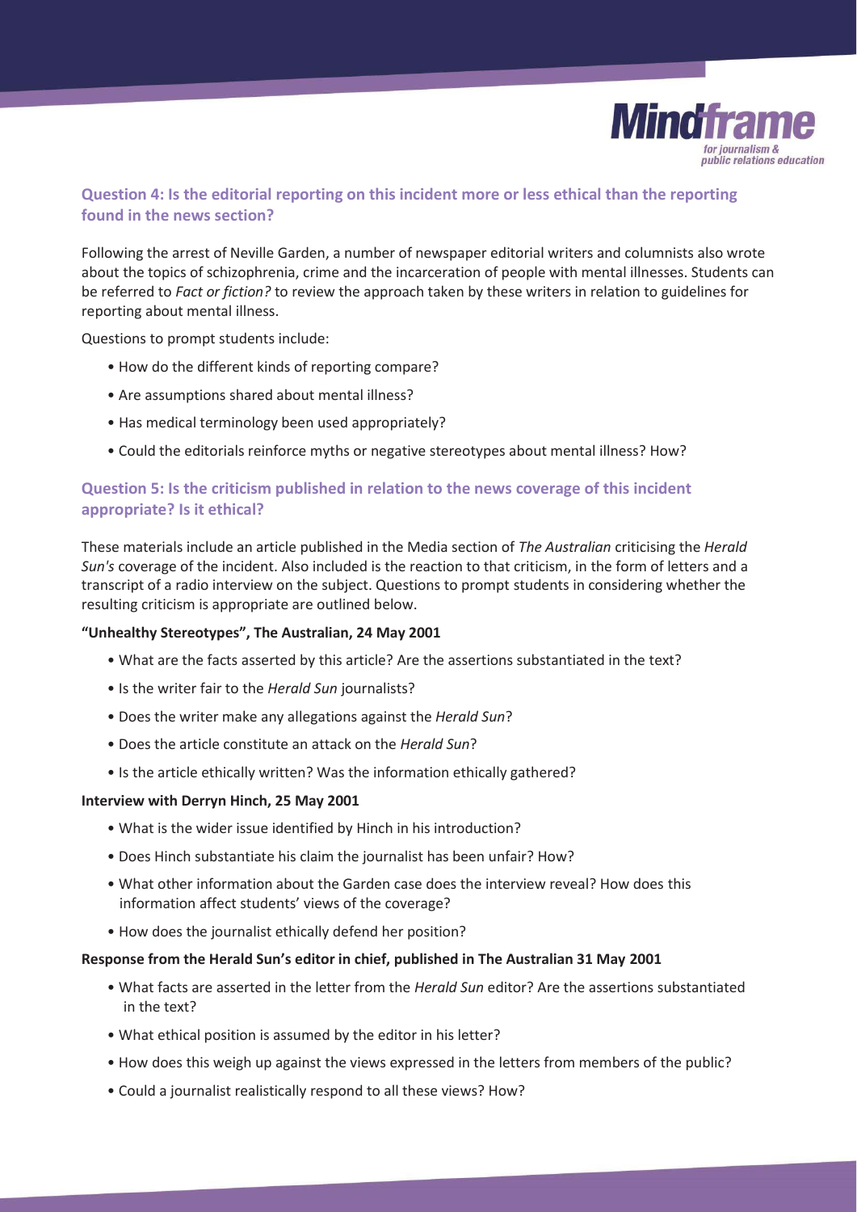### Question 4: Is the editorial reporting on this incident more or less ethical than the reporting found in the news section?

Following the arrest of Neville Garden, a number of newspaper editorial writers and columnists also wrote about the topics of schizophrenia, crime and the incarceration of people with mental illnesses. Students can be referred to *Fact or fiction?* to review the approach taken by these writers in relation to guidelines for reporting about mental illness.

Questions to prompt students include:

- How do the different kinds of reporting compare?
- Are assumptions shared about mental illness?
- Has medical terminology been used appropriately?
- Could the editorials reinforce myths or negative stereotypes about mental illness? How?

### Question 5: Is the criticism published in relation to the news coverage of this incident appropriate? Is it ethical?

These materials include an article published in the Media section of *The Australian* criticising the *Herald Sun's* coverage of the incident. Also included is the reaction to that criticism, in the form of letters and a transcript of a radio interview on the subject. Questions to prompt students in considering whether the resulting criticism is appropriate are outlined below.

**"Unhealthy Stereotypes", The Australian, 24 May 2001**

- What are the facts asserted by this article? Are the assertions substantiated in the text?
- Is the writer fair to the *Herald Sun* journalists?
- Does the writer make any allegations against the *Herald Sun*?
- Does the article constitute an attack on the *Herald Sun*?
- Is the article ethically written? Was the information ethically gathered?

**Interview with Derryn Hinch, 25 May 2001**

- What is the wider issue identified by Hinch in his introduction?
- Does Hinch substantiate his claim the journalist has been unfair? How?
- What other information about the Garden case does the interview reveal? How does this information affect students' views of the coverage?
- How does the journalist ethically defend her position?

**Response from the Herald Sun's editor in chief, published in The Australian 31 May 2001**

- What facts are asserted in the letter from the *Herald Sun* editor? Are the assertions substantiated in the text?
- What ethical position is assumed by the editor in his letter?
- How does this weigh up against the views expressed in the letters from members of the public?
- Could a journalist realistically respond to all these views? How?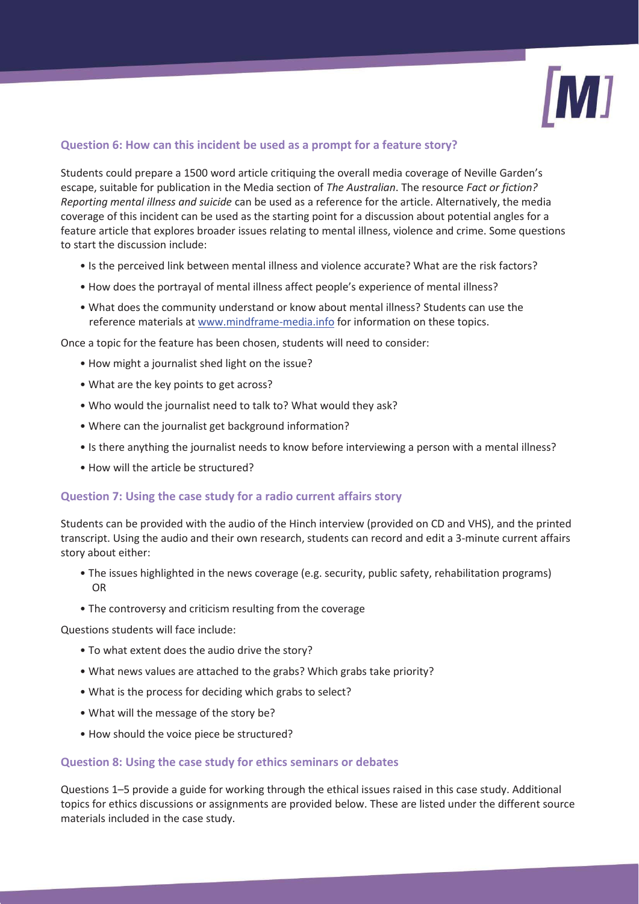### Question 6: How can this incident be used as a prompt for a feature story?

Students could prepare a 1500 word article critiquing the overall media coverage of Neville Garden's escape, suitable for publication in the Media section of *The Australian*. The resource *Fact or fiction? Reporting mental illness and suicide* can be used as a reference for the article. Alternatively, the media coverage of this incident can be used as the starting point for a discussion about potential angles for a feature article that explores broader issues relating to mental illness, violence and crime. Some questions to start the discussion include:

- Is the perceived link between mental illness and violence accurate? What are the risk factors?
- How does the portrayal of mental illness affect people's experience of mental illness?
- What does the community understand or know about mental illness? Students can use the reference materials at www.mindframe-media.info for information on these topics.

Once a topic for the feature has been chosen, students will need to consider:

- How might a journalist shed light on the issue?
- What are the key points to get across?
- Who would the journalist need to talk to? What would they ask?
- Where can the journalist get background information?
- Is there anything the journalist needs to know before interviewing a person with a mental illness?
- How will the article be structured?

### Question 7: Using the case study for a radio current affairs story

Students can be provided with the audio of the Hinch interview (provided on CD and VHS), and the printed transcript. Using the audio and their own research, students can record and edit a 3-minute current affairs story about either:

- The issues highlighted in the news coverage (e.g. security, public safety, rehabilitation programs) OR
- The controversy and criticism resulting from the coverage

Questions students will face include:

- To what extent does the audio drive the story?
- What news values are attached to the grabs? Which grabs take priority?
- What is the process for deciding which grabs to select?
- What will the message of the story be?
- How should the voice piece be structured?

### Question 8: Using the case study for ethics seminars or debates

Questions 1–5 provide a guide for working through the ethical issues raised in this case study. Additional topics for ethics discussions or assignments are provided below. These are listed under the different source materials included in the case study.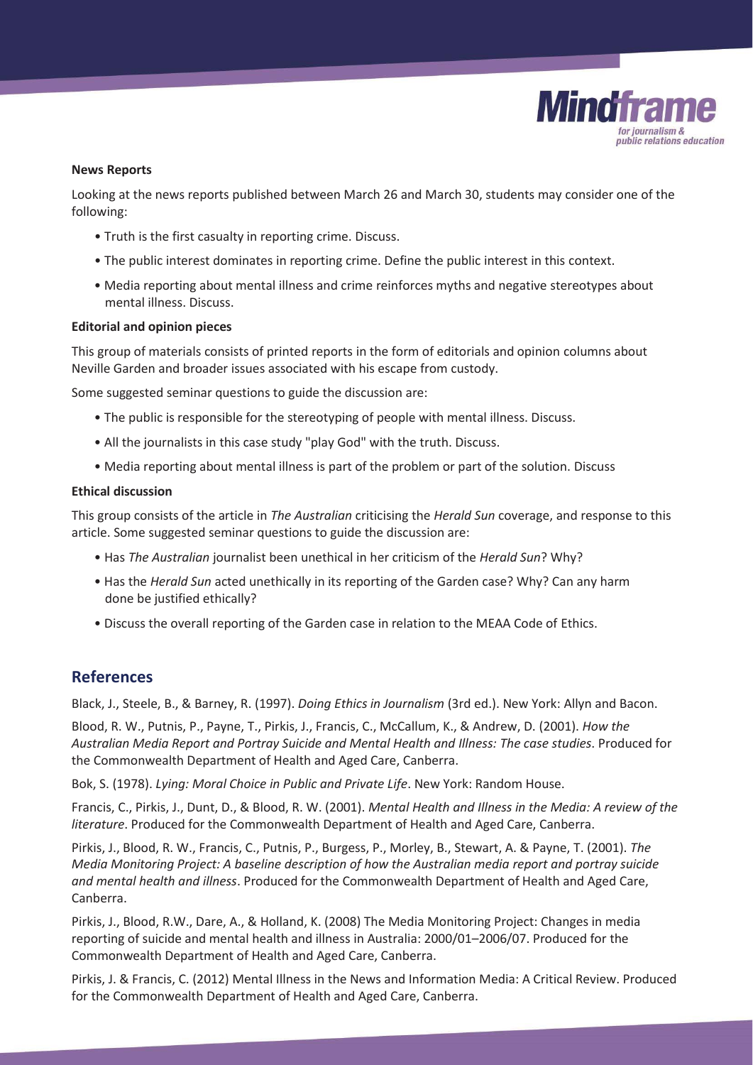**News Reports**

Looking at the news reports published between March 26 and March 30, students may consider one of the following:

- Truth is the first casualty in reporting crime. Discuss.
- The public interest dominates in reporting crime. Define the public interest in this context.
- Media reporting about mental illness and crime reinforces myths and negative stereotypes about mental illness. Discuss.

**Editorial and opinion pieces**

This group of materials consists of printed reports in the form of editorials and opinion columns about Neville Garden and broader issues associated with his escape from custody.

Some suggested seminar questions to guide the discussion are:

- The public is responsible for the stereotyping of people with mental illness. Discuss.
- All the journalists in this case study "play God" with the truth. Discuss.
- Media reporting about mental illness is part of the problem or part of the solution. Discuss

**Ethical discussion**

This group consists of the article in *The Australian* criticising the *Herald Sun* coverage, and response to this article. Some suggested seminar questions to guide the discussion are:

- Has *The Australian* journalist been unethical in her criticism of the *Herald Sun*? Why?
- Has the *Herald Sun* acted unethically in its reporting of the Garden case? Why? Can any harm done be justified ethically?
- Discuss the overall reporting of the Garden case in relation to the MEAA Code of Ethics.

## References

Black, J., Steele, B., & Barney, R. (1997). *Doing Ethics in Journalism* (3rd ed.). New York: Allyn and Bacon.

Blood, R. W., Putnis, P., Payne, T., Pirkis, J., Francis, C., McCallum, K., & Andrew, D. (2001). *How the Australian Media Report and Portray Suicide and Mental Health and Illness: The case studies*. Produced for the Commonwealth Department of Health and Aged Care, Canberra.

Bok, S. (1978). *Lying: Moral Choice in Public and Private Life*. New York: Random House.

Francis, C., Pirkis, J., Dunt, D., & Blood, R. W. (2001). *Mental Health and Illness in the Media: A review of the literature*. Produced for the Commonwealth Department of Health and Aged Care, Canberra.

Pirkis, J., Blood, R. W., Francis, C., Putnis, P., Burgess, P., Morley, B., Stewart, A. & Payne, T. (2001). *The Media Monitoring Project: A baseline description of how the Australian media report and portray suicide and mental health and illness*. Produced for the Commonwealth Department of Health and Aged Care, Canberra.

Pirkis, J., Blood, R.W., Dare, A., & Holland, K. (2008) The Media Monitoring Project: Changes in media reporting of suicide and mental health and illness in Australia: 2000/01–2006/07. Produced for the Commonwealth Department of Health and Aged Care, Canberra.

Pirkis, J. & Francis, C. (2012) Mental Illness in the News and Information Media: A Critical Review. Produced for the Commonwealth Department of Health and Aged Care, Canberra.